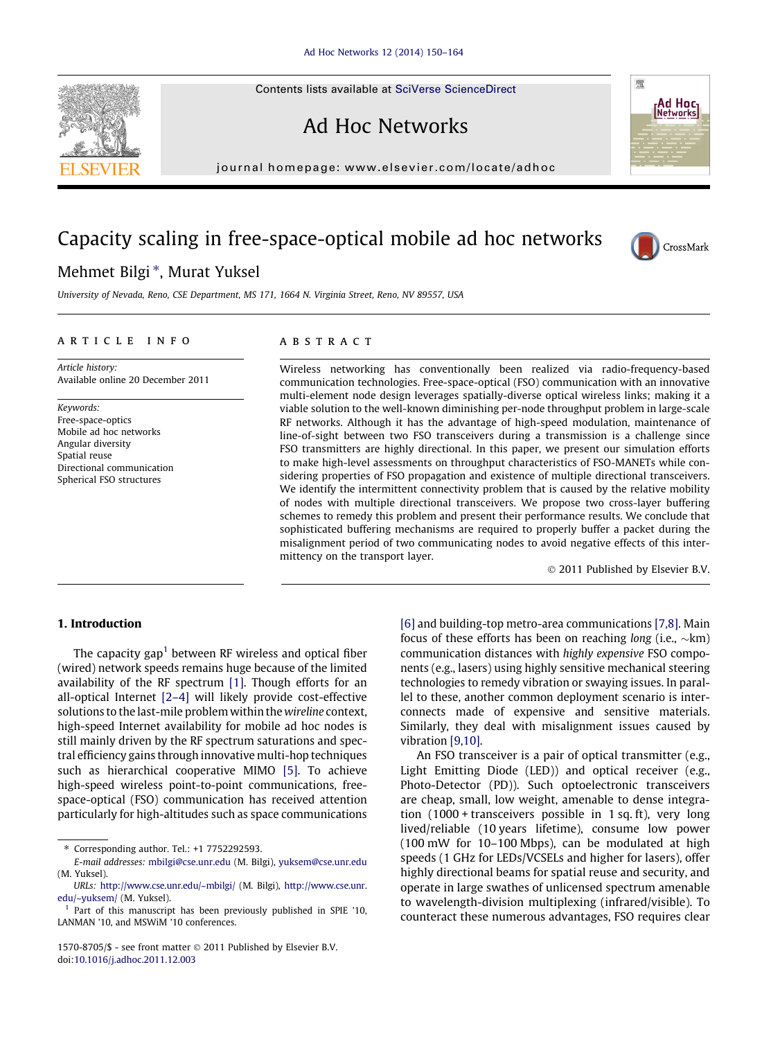# Capacity scaling in free-space-optical mobile ad hoc networks

Mehmet Bilgi *, Murat Yuksel

University of Nevada, Reno, CSE Department, MS 171, 1664 N. Virginia Street, Reno, NV 89557, USA

## ARTICLE INFO

*Article history:*
Available online 20 December 2011

*Keywords:*
Free-space-optics
Mobile ad hoc networks
Angular diversity
Spatial reuse
Directional communication
Spherical FSO structures

## ABSTRACT

Wireless networking has conventionally been realized via radio-frequency-based communication technologies. Free-space-optical (FSO) communication with an innovative multi-element node design leverages spatially-diverse optical wireless links; making it a viable solution to the well-known diminishing per-node throughput problem in large-scale RF networks. Although it has the advantage of high-speed modulation, maintenance of line-of-sight between two FSO transceivers during a transmission is a challenge since FSO transmitters are highly directional. In this paper, we present our simulation efforts to make high-level assessments on throughput characteristics of FSO-MANETs while considering properties of FSO propagation and existence of multiple directional transceivers. We identify the intermittent connectivity problem that is caused by the relative mobility of nodes with multiple directional transceivers. We propose two cross-layer buffering schemes to remedy this problem and present their performance results. We conclude that sophisticated buffering mechanisms are required to properly buffer a packet during the misalignment period of two communicating nodes to avoid negative effects of this intermittency on the transport layer.

© 2011 Published by Elsevier B.V.

## 1. Introduction

The capacity gap[1] between RF wireless and optical fiber (wired) network speeds remains huge because of the limited availability of the RF spectrum [1]. Though efforts for an all-optical Internet [2–4] will likely provide cost-effective solutions to the last-mile problem within the *wireline* context, high-speed Internet availability for mobile ad hoc nodes is still mainly driven by the RF spectrum saturations and spectral efficiency gains through innovative multi-hop techniques such as hierarchical cooperative MIMO [5]. To achieve high-speed wireless point-to-point communications, free-space-optical (FSO) communication has received attention particularly for high-altitudes such as space communications [6] and building-top metro-area communications [7,8]. Main focus of these efforts has been on reaching *long* (i.e., ~km) communication distances with *highly expensive* FSO components (e.g., lasers) using highly sensitive mechanical steering technologies to remedy vibration or swaying issues. In parallel to these, another common deployment scenario is interconnects made of expensive and sensitive materials. Similarly, they deal with misalignment issues caused by vibration [9,10].

An FSO transceiver is a pair of optical transmitter (e.g., Light Emitting Diode (LED)) and optical receiver (e.g., Photo-Detector (PD)). Such optoelectronic transceivers are cheap, small, low weight, amenable to dense integration (1000 + transceivers possible in 1 sq. ft), very long lived/reliable (10 years lifetime), consume low power (100 mW for 10–100 Mbps), can be modulated at high speeds (1 GHz for LEDs/VCSELs and higher for lasers), offer highly directional beams for spatial reuse and security, and operate in large swathes of unlicensed spectrum amenable to wavelength-division multiplexing (infrared/visible). To counteract these numerous advantages, FSO requires clear

---

* Corresponding author. Tel.: +1 7752292593.
E-mail addresses: mbilgi@cse.unr.edu (M. Bilgi), yuksem@cse.unr.edu (M. Yuksel).
URLs: http://www.cse.unr.edu/~mbilgi/ (M. Bilgi), http://www.cse.unr.edu/~yuksem/ (M. Yuksel).

[1] Part of this manuscript has been previously published in SPIE '10, LANMAN '10, and MSWiM '10 conferences.

1570-8705/$ - see front matter © 2011 Published by Elsevier B.V.
doi:10.1016/j.adhoc.2011.12.003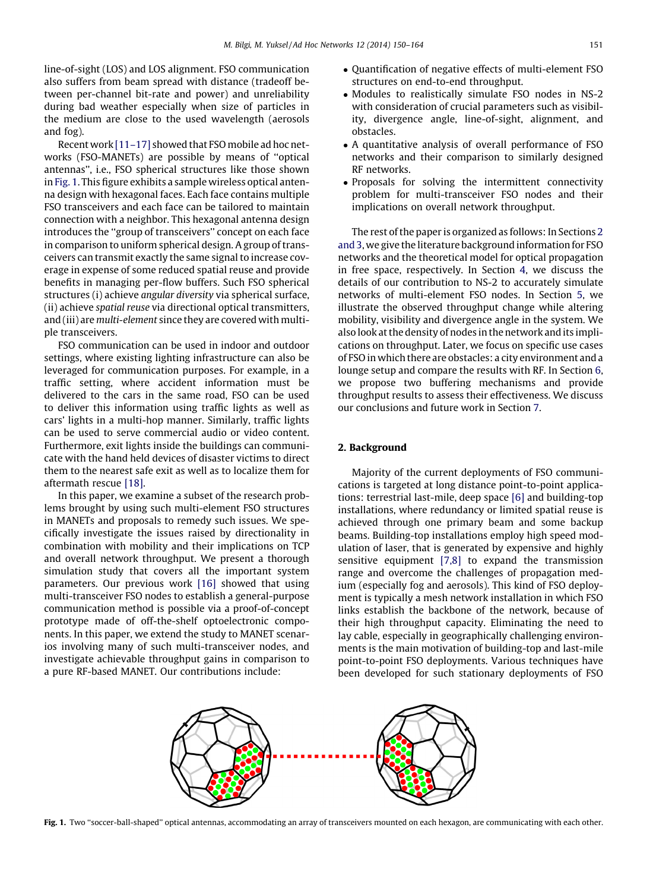line-of-sight (LOS) and LOS alignment. FSO communication also suffers from beam spread with distance (tradeoff between per-channel bit-rate and power) and unreliability during bad weather especially when size of particles in the medium are close to the used wavelength (aerosols and fog).

Recent work [11–17] showed that FSO mobile ad hoc networks (FSO-MANETs) are possible by means of "optical antennas", i.e., FSO spherical structures like those shown in Fig. 1. This figure exhibits a sample wireless optical antenna design with hexagonal faces. Each face contains multiple FSO transceivers and each face can be tailored to maintain connection with a neighbor. This hexagonal antenna design introduces the "group of transceivers" concept on each face in comparison to uniform spherical design. A group of transceivers can transmit exactly the same signal to increase coverage in expense of some reduced spatial reuse and provide benefits in managing per-flow buffers. Such FSO spherical structures (i) achieve *angular diversity* via spherical surface, (ii) achieve *spatial reuse* via directional optical transmitters, and (iii) are *multi-element* since they are covered with multiple transceivers.

FSO communication can be used in indoor and outdoor settings, where existing lighting infrastructure can also be leveraged for communication purposes. For example, in a traffic setting, where accident information must be delivered to the cars in the same road, FSO can be used to deliver this information using traffic lights as well as cars' lights in a multi-hop manner. Similarly, traffic lights can be used to serve commercial audio or video content. Furthermore, exit lights inside the buildings can communicate with the hand held devices of disaster victims to direct them to the nearest safe exit as well as to localize them for aftermath rescue [18].

In this paper, we examine a subset of the research problems brought by using such multi-element FSO structures in MANETs and proposals to remedy such issues. We specifically investigate the issues raised by directionality in combination with mobility and their implications on TCP and overall network throughput. We present a thorough simulation study that covers all the important system parameters. Our previous work [16] showed that using multi-transceiver FSO nodes to establish a general-purpose communication method is possible via a proof-of-concept prototype made of off-the-shelf optoelectronic components. In this paper, we extend the study to MANET scenarios involving many of such multi-transceiver nodes, and investigate achievable throughput gains in comparison to a pure RF-based MANET. Our contributions include:

- Quantification of negative effects of multi-element FSO structures on end-to-end throughput.
- Modules to realistically simulate FSO nodes in NS-2 with consideration of crucial parameters such as visibility, divergence angle, line-of-sight, alignment, and obstacles.
- A quantitative analysis of overall performance of FSO networks and their comparison to similarly designed RF networks.
- Proposals for solving the intermittent connectivity problem for multi-transceiver FSO nodes and their implications on overall network throughput.

The rest of the paper is organized as follows: In Sections 2 and 3, we give the literature background information for FSO networks and the theoretical model for optical propagation in free space, respectively. In Section 4, we discuss the details of our contribution to NS-2 to accurately simulate networks of multi-element FSO nodes. In Section 5, we illustrate the observed throughput change while altering mobility, visibility and divergence angle in the system. We also look at the density of nodes in the network and its implications on throughput. Later, we focus on specific use cases of FSO in which there are obstacles: a city environment and a lounge setup and compare the results with RF. In Section 6, we propose two buffering mechanisms and provide throughput results to assess their effectiveness. We discuss our conclusions and future work in Section 7.

## 2. Background

Majority of the current deployments of FSO communications is targeted at long distance point-to-point applications: terrestrial last-mile, deep space [6] and building-top installations, where redundancy or limited spatial reuse is achieved through one primary beam and some backup beams. Building-top installations employ high speed modulation of laser, that is generated by expensive and highly sensitive equipment [7,8] to expand the transmission range and overcome the challenges of propagation medium (especially fog and aerosols). This kind of FSO deployment is typically a mesh network installation in which FSO links establish the backbone of the network, because of their high throughput capacity. Eliminating the need to lay cable, especially in geographically challenging environments is the main motivation of building-top and last-mile point-to-point FSO deployments. Various techniques have been developed for such stationary deployments of FSO

**Fig. 1.** Two "soccer-ball-shaped" optical antennas, accommodating an array of transceivers mounted on each hexagon, are communicating with each other.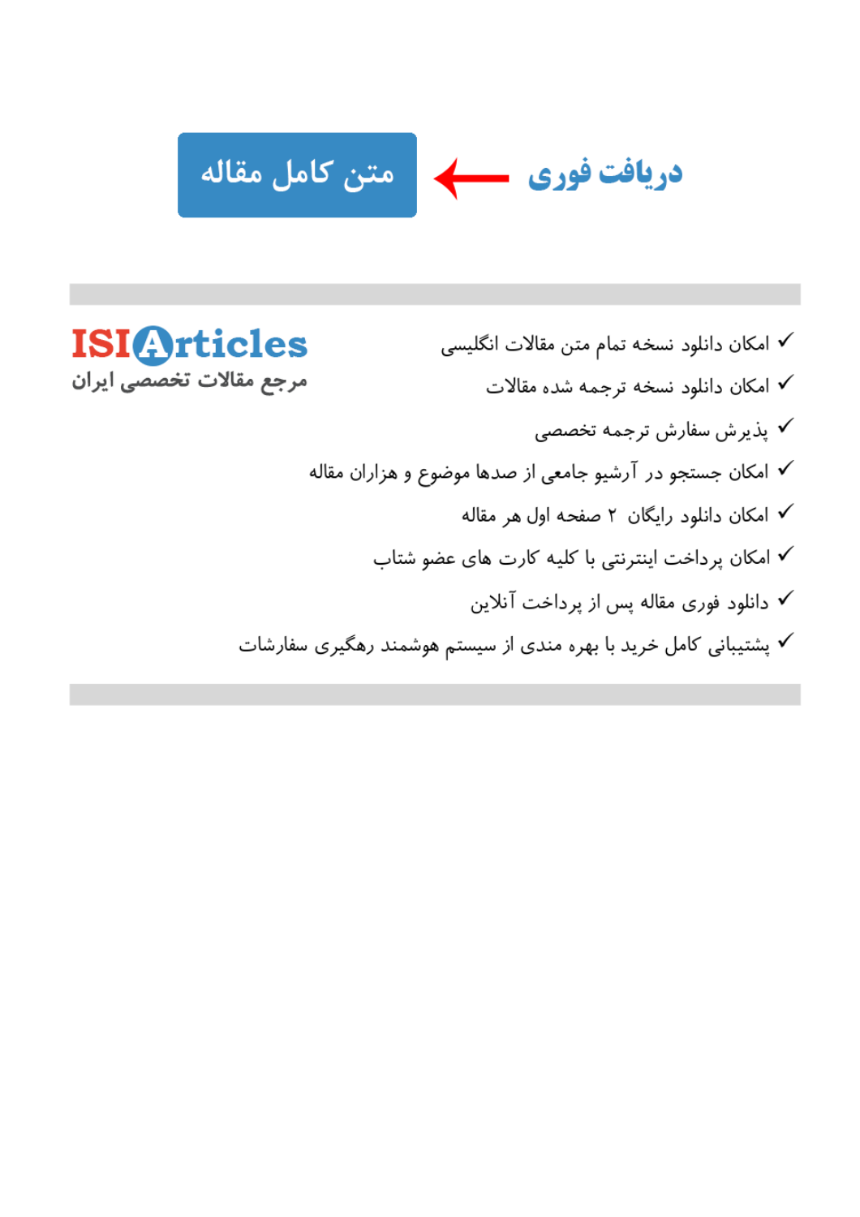دریافت فوری ← **متن کامل مقاله**

**ISIArticles**
مرجع مقالات تخصصی ایران

- ✓ امکان دانلود نسخه تمام متن مقالات انگلیسی
- ✓ امکان دانلود نسخه ترجمه شده مقالات
- ✓ پذیرش سفارش ترجمه تخصصی
- ✓ امکان جستجو در آرشیو جامعی از صدها موضوع و هزاران مقاله
- ✓ امکان دانلود رایگان ۲ صفحه اول هر مقاله
- ✓ امکان پرداخت اینترنتی با کلیه کارت های عضو شتاب
- ✓ دانلود فوری مقاله پس از پرداخت آنلاین
- ✓ پشتیبانی کامل خرید با بهره مندی از سیستم هوشمند رهگیری سفارشات